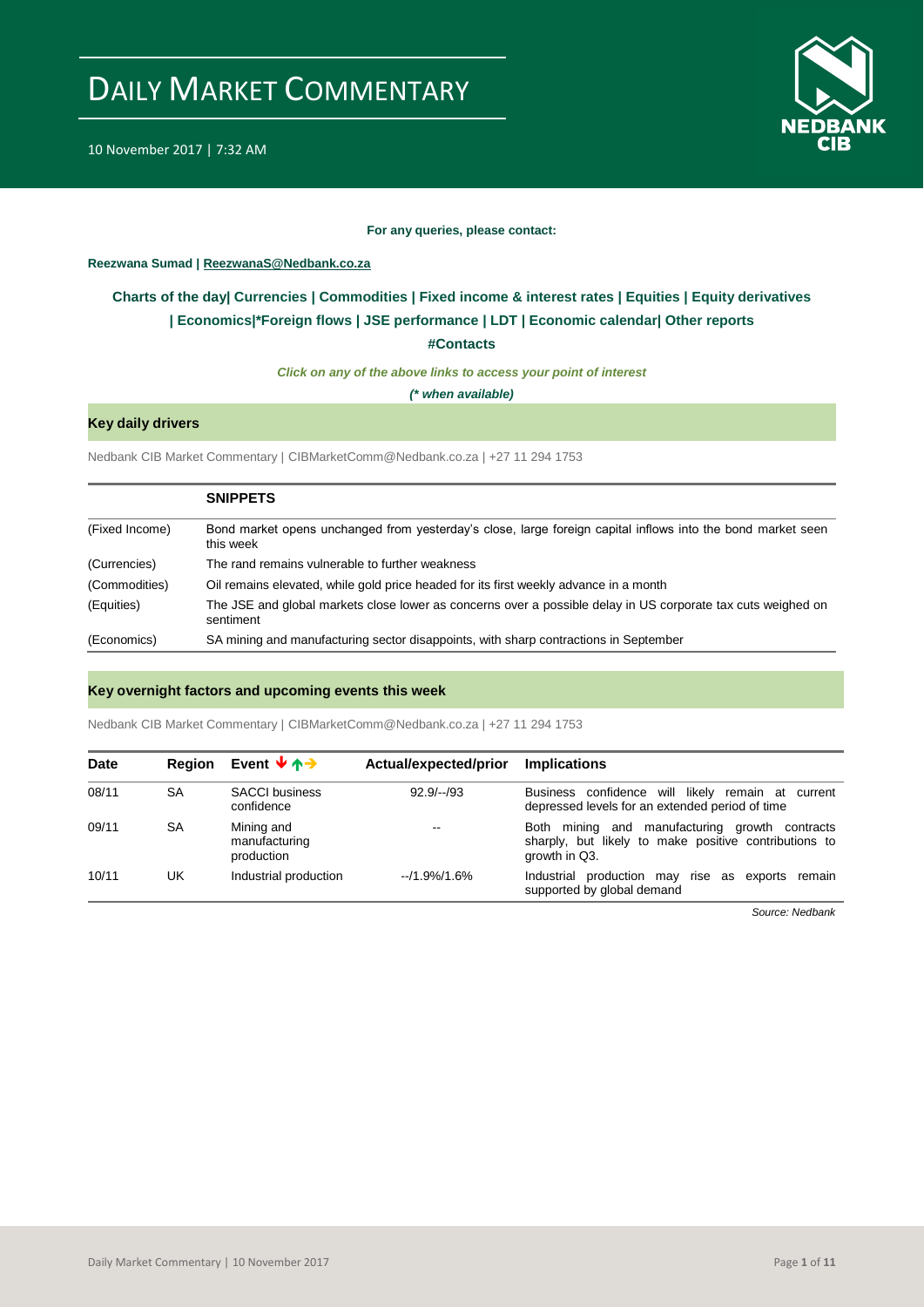# DAILY MARKET COMMENTARY

10 November 2017 | 7:32 AM

**For any queries, please contact:**

**Reezwana Sumad | ReezwanaS@Nedbank.co.za**

**Charts of the day| Currencies | Commodities | Fixed income & interest rates | Equities | Equity derivatives | Economics|*Foreign flows | JSE performance | LDT | Economic calendar| Other reports**

**#Contacts**

***Click on any of the above links to access your point of interest***

***(\* when available)***

## Key daily drivers

Nedbank CIB Market Commentary | CIBMarketComm@Nedbank.co.za | +27 11 294 1753

| | SNIPPETS |
|---|---|
| (Fixed Income) | Bond market opens unchanged from yesterday's close, large foreign capital inflows into the bond market seen this week |
| (Currencies) | The rand remains vulnerable to further weakness |
| (Commodities) | Oil remains elevated, while gold price headed for its first weekly advance in a month |
| (Equities) | The JSE and global markets close lower as concerns over a possible delay in US corporate tax cuts weighed on sentiment |
| (Economics) | SA mining and manufacturing sector disappoints, with sharp contractions in September |

## Key overnight factors and upcoming events this week

Nedbank CIB Market Commentary | CIBMarketComm@Nedbank.co.za | +27 11 294 1753

| Date | Region | Event ↓↑→ | Actual/expected/prior | Implications |
|---|---|---|---|---|
| 08/11 | SA | SACCI business confidence | 92.9/--/93 | Business confidence will likely remain at current depressed levels for an extended period of time |
| 09/11 | SA | Mining and manufacturing production | -- | Both mining and manufacturing growth contracts sharply, but likely to make positive contributions to growth in Q3. |
| 10/11 | UK | Industrial production | --/1.9%/1.6% | Industrial production may rise as exports remain supported by global demand |

*Source: Nedbank*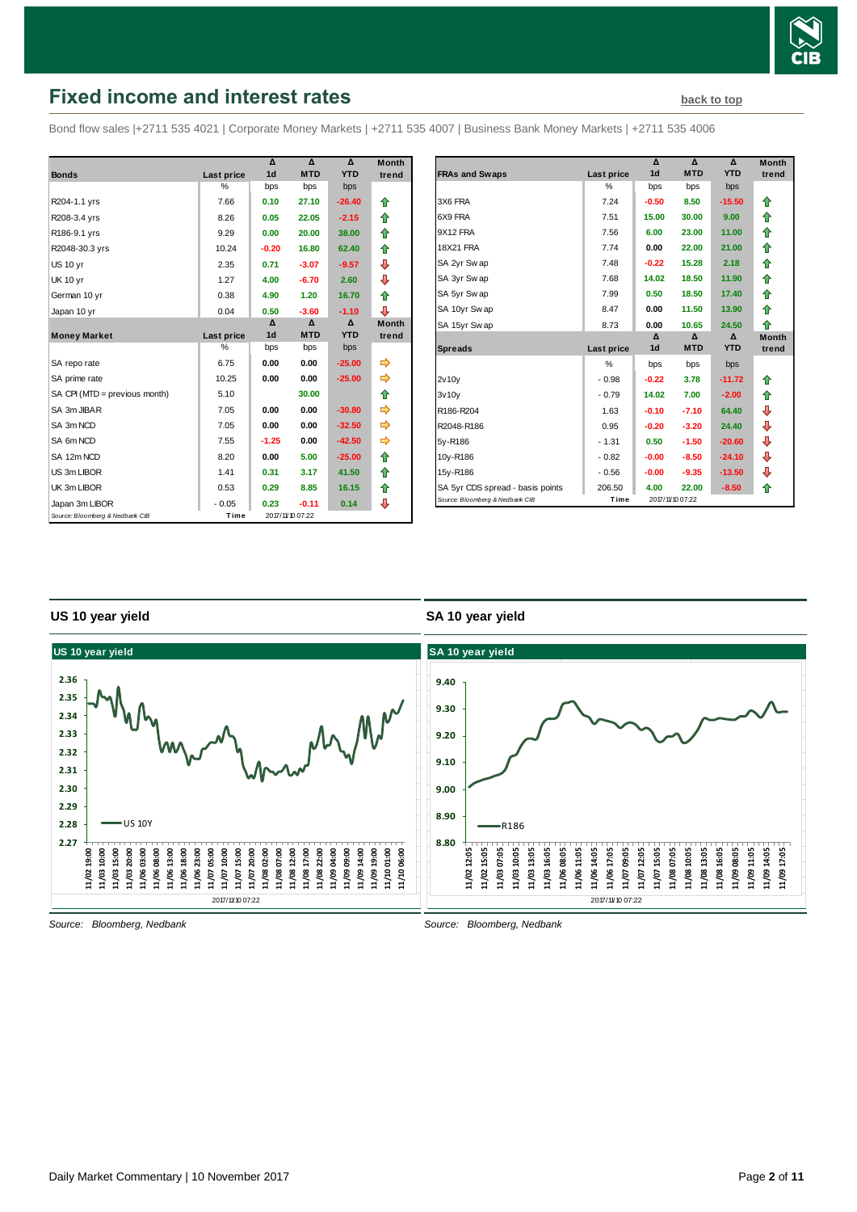## Fixed income and interest rates

back to top

Bond flow sales |+2711 535 4021 | Corporate Money Markets | +2711 535 4007 | Business Bank Money Markets | +2711 535 4006

| Bonds | Last price | Δ 1d | Δ MTD | Δ YTD | Month trend |
|---|---|---|---|---|---|
| | % | bps | bps | bps | |
| R204-1.1 yrs | 7.66 | 0.10 | 27.10 | -26.40 | ⇧ |
| R208-3.4 yrs | 8.26 | 0.05 | 22.05 | -2.15 | ⇧ |
| R186-9.1 yrs | 9.29 | 0.00 | 20.00 | 38.00 | ⇧ |
| R2048-30.3 yrs | 10.24 | -0.20 | 16.80 | 62.40 | ⇧ |
| US 10 yr | 2.35 | 0.71 | -3.07 | -9.57 | ⇩ |
| UK 10 yr | 1.27 | 4.00 | -6.70 | 2.60 | ⇩ |
| German 10 yr | 0.38 | 4.90 | 1.20 | 16.70 | ⇧ |
| Japan 10 yr | 0.04 | 0.50 | -3.60 | -1.10 | ⇩ |
| **Money Market** | **Last price** | **Δ 1d** | **Δ MTD** | **Δ YTD** | **Month trend** |
| | % | bps | bps | bps | |
| SA repo rate | 6.75 | 0.00 | 0.00 | -25.00 | ⇨ |
| SA prime rate | 10.25 | 0.00 | 0.00 | -25.00 | ⇨ |
| SA CPI (MTD = previous month) | 5.10 | | 30.00 | | ⇧ |
| SA 3m JIBAR | 7.05 | 0.00 | 0.00 | -30.80 | ⇨ |
| SA 3m NCD | 7.05 | 0.00 | 0.00 | -32.50 | ⇨ |
| SA 6m NCD | 7.55 | -1.25 | 0.00 | -42.50 | ⇨ |
| SA 12m NCD | 8.20 | 0.00 | 5.00 | -25.00 | ⇧ |
| US 3m LIBOR | 1.41 | 0.31 | 3.17 | 41.50 | ⇧ |
| UK 3m LIBOR | 0.53 | 0.29 | 8.85 | 16.15 | ⇧ |
| Japan 3m LIBOR | - 0.05 | 0.23 | -0.11 | 0.14 | ⇩ |

Source: Bloomberg & Nedbank CIB | Time 2017/11/10 07:22

| FRAs and Swaps | Last price | Δ 1d | Δ MTD | Δ YTD | Month trend |
|---|---|---|---|---|---|
| | % | bps | bps | bps | |
| 3X6 FRA | 7.24 | -0.50 | 8.50 | -15.50 | ⇧ |
| 6X9 FRA | 7.51 | 15.00 | 30.00 | 9.00 | ⇧ |
| 9X12 FRA | 7.56 | 6.00 | 23.00 | 11.00 | ⇧ |
| 18X21 FRA | 7.74 | 0.00 | 22.00 | 21.00 | ⇧ |
| SA 2yr Swap | 7.48 | -0.22 | 15.28 | 2.18 | ⇧ |
| SA 3yr Swap | 7.68 | 14.02 | 18.50 | 11.90 | ⇧ |
| SA 5yr Swap | 7.99 | 0.50 | 18.50 | 17.40 | ⇧ |
| SA 10yr Swap | 8.47 | 0.00 | 11.50 | 13.90 | ⇧ |
| SA 15yr Swap | 8.73 | 0.00 | 10.65 | 24.50 | ⇧ |
| **Spreads** | **Last price** | **Δ 1d** | **Δ MTD** | **Δ YTD** | **Month trend** |
| | % | bps | bps | bps | |
| 2v10y | - 0.98 | -0.22 | 3.78 | -11.72 | ⇧ |
| 3v10y | - 0.79 | 14.02 | 7.00 | -2.00 | ⇧ |
| R186-R204 | 1.63 | -0.10 | -7.10 | 64.40 | ⇩ |
| R2048-R186 | 0.95 | -0.20 | -3.20 | 24.40 | ⇩ |
| 5y-R186 | - 1.31 | 0.50 | -1.50 | -20.60 | ⇩ |
| 10y-R186 | - 0.82 | -0.00 | -8.50 | -24.10 | ⇩ |
| 15y-R186 | - 0.56 | -0.00 | -9.35 | -13.50 | ⇩ |
| SA 5yr CDS spread - basis points | 206.50 | 4.00 | 22.00 | -8.50 | ⇧ |

Source: Bloomberg & Nedbank CIB | Time 2017/11/10 07:22

### US 10 year yield

Source: Bloomberg, Nedbank

### SA 10 year yield

Source: Bloomberg, Nedbank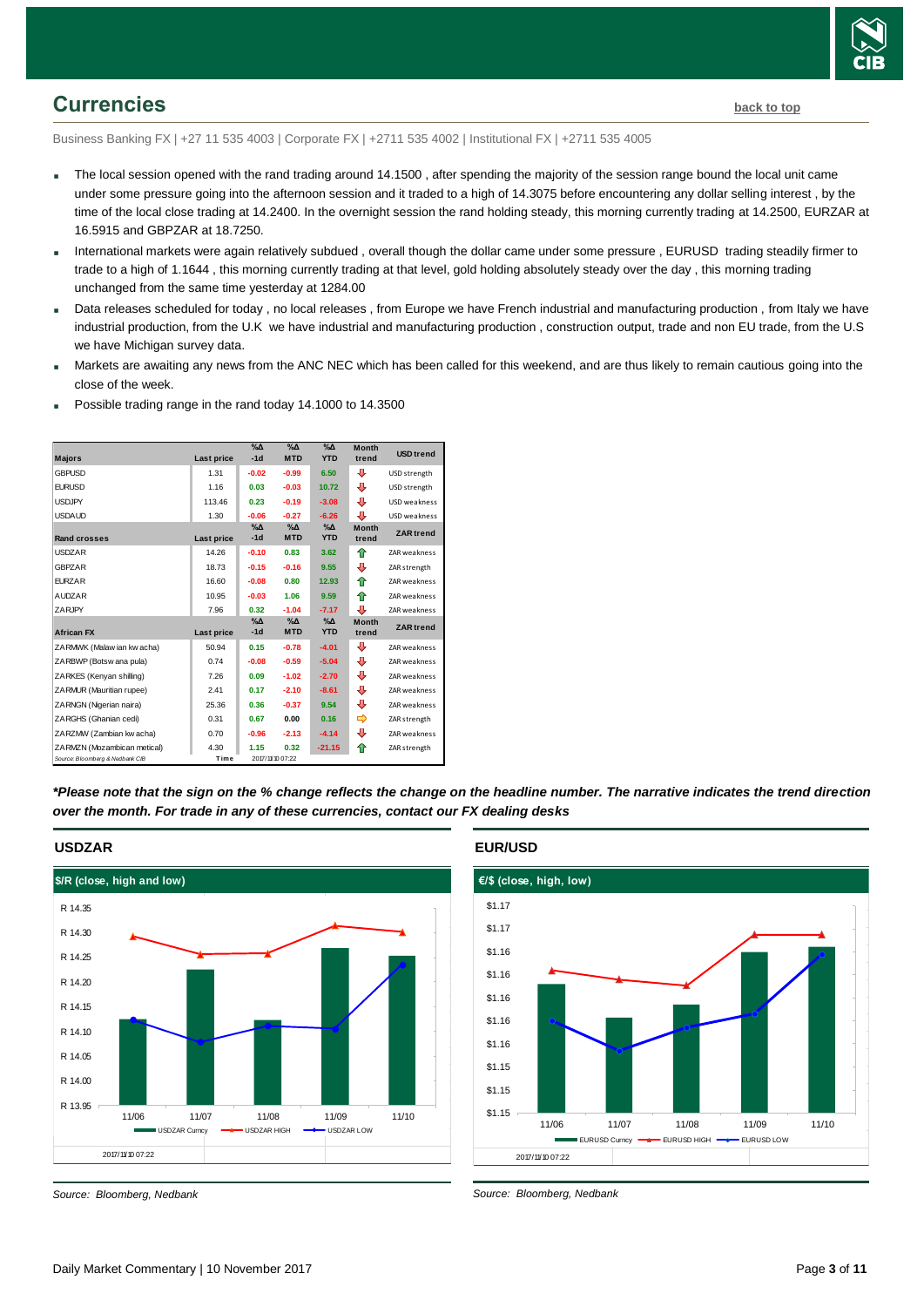## Currencies

back to top

Business Banking FX | +27 11 535 4003 | Corporate FX | +2711 535 4002 | Institutional FX | +2711 535 4005

- The local session opened with the rand trading around 14.1500 , after spending the majority of the session range bound the local unit came under some pressure going into the afternoon session and it traded to a high of 14.3075 before encountering any dollar selling interest , by the time of the local close trading at 14.2400. In the overnight session the rand holding steady, this morning currently trading at 14.2500, EURZAR at 16.5915 and GBPZAR at 18.7250.
- International markets were again relatively subdued , overall though the dollar came under some pressure , EURUSD trading steadily firmer to trade to a high of 1.1644 , this morning currently trading at that level, gold holding absolutely steady over the day , this morning trading unchanged from the same time yesterday at 1284.00
- Data releases scheduled for today , no local releases , from Europe we have French industrial and manufacturing production , from Italy we have industrial production, from the U.K we have industrial and manufacturing production , construction output, trade and non EU trade, from the U.S we have Michigan survey data.
- Markets are awaiting any news from the ANC NEC which has been called for this weekend, and are thus likely to remain cautious going into the close of the week.
- Possible trading range in the rand today 14.1000 to 14.3500

| Majors | Last price | %Δ -1d | %Δ MTD | %Δ YTD | Month trend | USD trend |
|---|---|---|---|---|---|---|
| GBPUSD | 1.31 | -0.02 | -0.99 | 6.50 | ⇩ | USD strength |
| EURUSD | 1.16 | 0.03 | -0.03 | 10.72 | ⇩ | USD strength |
| USDJPY | 113.46 | 0.23 | -0.19 | -3.08 | ⇩ | USD weakness |
| USDAUD | 1.30 | -0.06 | -0.27 | -6.26 | ⇩ | USD weakness |
| **Rand crosses** | **Last price** | **%Δ -1d** | **%Δ MTD** | **%Δ YTD** | **Month trend** | **ZAR trend** |
| USDZAR | 14.26 | -0.10 | 0.83 | 3.62 | ⇧ | ZAR weakness |
| GBPZAR | 18.73 | -0.15 | -0.16 | 9.55 | ⇩ | ZAR strength |
| EURZAR | 16.60 | -0.08 | 0.80 | 12.93 | ⇧ | ZAR weakness |
| AUDZAR | 10.95 | -0.03 | 1.06 | 9.59 | ⇧ | ZAR weakness |
| ZARJPY | 7.96 | 0.32 | -1.04 | -7.17 | ⇩ | ZAR weakness |
| **African FX** | **Last price** | **%Δ -1d** | **%Δ MTD** | **%Δ YTD** | **Month trend** | **ZAR trend** |
| ZARMWK (Malawian kwacha) | 50.94 | 0.15 | -0.78 | -4.01 | ⇩ | ZAR weakness |
| ZARBWP (Botswana pula) | 0.74 | -0.08 | -0.59 | -5.04 | ⇩ | ZAR weakness |
| ZARKES (Kenyan shilling) | 7.26 | 0.09 | -1.02 | -2.70 | ⇩ | ZAR weakness |
| ZARMUR (Mauritian rupee) | 2.41 | 0.17 | -2.10 | -8.61 | ⇩ | ZAR weakness |
| ZARNGN (Nigerian naira) | 25.36 | 0.36 | -0.37 | 9.54 | ⇩ | ZAR weakness |
| ZARGHS (Ghanian cedi) | 0.31 | 0.67 | 0.00 | 0.16 | ⇨ | ZAR strength |
| ZARZMW (Zambian kwacha) | 0.70 | -0.96 | -2.13 | -4.14 | ⇩ | ZAR weakness |
| ZARMZN (Mozambican metical) | 4.30 | 1.15 | 0.32 | -21.15 | ⇧ | ZAR strength |

Source: Bloomberg & Nedbank CIB  Time 2017/11/10 07:22

***Please note that the sign on the % change reflects the change on the headline number. The narrative indicates the trend direction over the month. For trade in any of these currencies, contact our FX dealing desks***

### USDZAR

Source: Bloomberg, Nedbank

### EUR/USD

Source: Bloomberg, Nedbank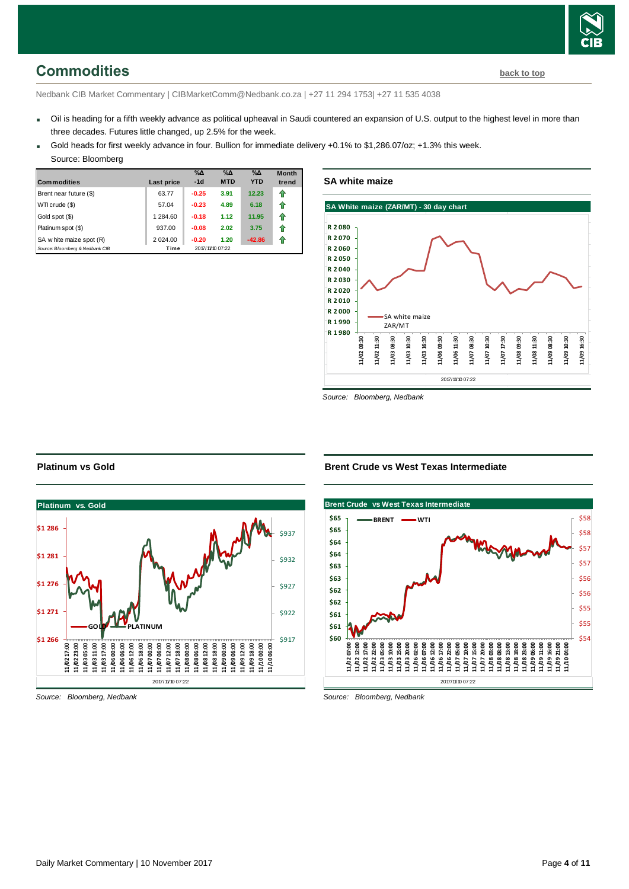## Commodities

back to top

Nedbank CIB Market Commentary | CIBMarketComm@Nedbank.co.za | +27 11 294 1753| +27 11 535 4038

- Oil is heading for a fifth weekly advance as political upheaval in Saudi countered an expansion of U.S. output to the highest level in more than three decades. Futures little changed, up 2.5% for the week.
- Gold heads for first weekly advance in four. Bullion for immediate delivery +0.1% to $1,286.07/oz; +1.3% this week.

  Source: Bloomberg

| Commodities | Last price | %Δ -1d | %Δ MTD | %Δ YTD | Month trend |
|---|---|---|---|---|---|
| Brent near future ($) | 63.77 | -0.25 | 3.91 | 12.23 | ⇧ |
| WTI crude ($) | 57.04 | -0.23 | 4.89 | 6.18 | ⇧ |
| Gold spot ($) | 1 284.60 | -0.18 | 1.12 | 11.95 | ⇧ |
| Platinum spot ($) | 937.00 | -0.08 | 2.02 | 3.75 | ⇧ |
| SA white maize spot (R) | 2 024.00 | -0.20 | 1.20 | -42.86 | ⇧ |
| Source: Bloomberg & Nedbank CIB | Time | 2017/11/10 07:22 | | | |

### SA white maize

Source: Bloomberg, Nedbank

### Platinum vs Gold

Source: Bloomberg, Nedbank

### Brent Crude vs West Texas Intermediate

Source: Bloomberg, Nedbank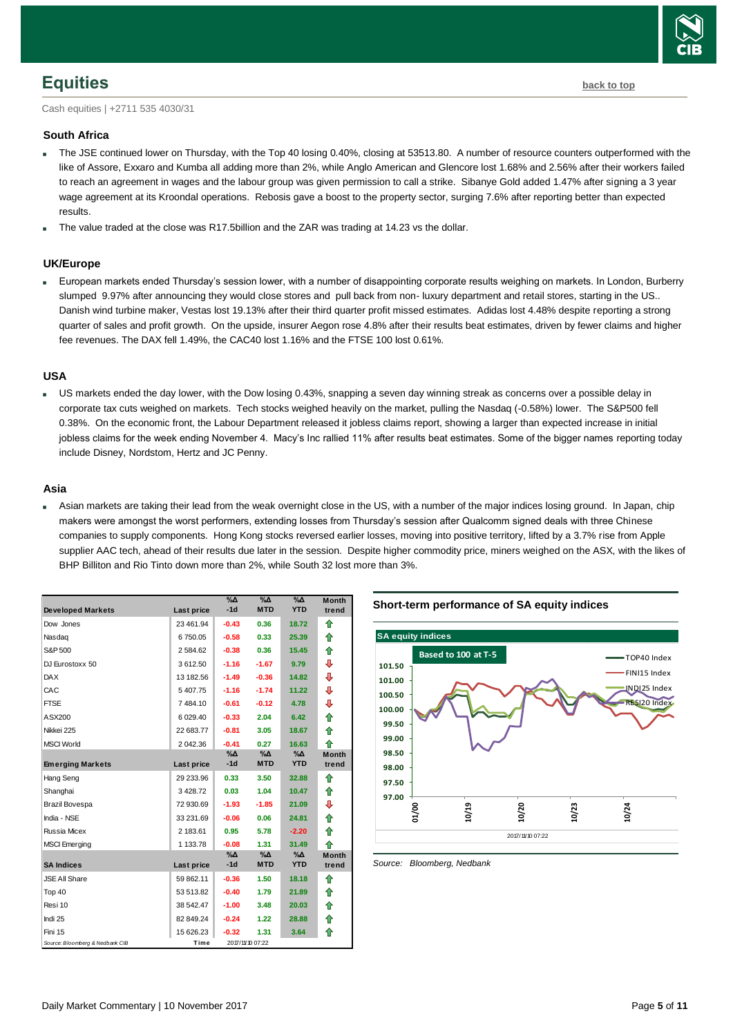## Equities

**back to top**

Cash equities | +2711 535 4030/31

### South Africa

- The JSE continued lower on Thursday, with the Top 40 losing 0.40%, closing at 53513.80. A number of resource counters outperformed with the like of Assore, Exxaro and Kumba all adding more than 2%, while Anglo American and Glencore lost 1.68% and 2.56% after their workers failed to reach an agreement in wages and the labour group was given permission to call a strike. Sibanye Gold added 1.47% after signing a 3 year wage agreement at its Kroondal operations. Rebosis gave a boost to the property sector, surging 7.6% after reporting better than expected results.
- The value traded at the close was R17.5billion and the ZAR was trading at 14.23 vs the dollar.

### UK/Europe

- European markets ended Thursday's session lower, with a number of disappointing corporate results weighing on markets. In London, Burberry slumped 9.97% after announcing they would close stores and pull back from non- luxury department and retail stores, starting in the US.. Danish wind turbine maker, Vestas lost 19.13% after their third quarter profit missed estimates. Adidas lost 4.48% despite reporting a strong quarter of sales and profit growth. On the upside, insurer Aegon rose 4.8% after their results beat estimates, driven by fewer claims and higher fee revenues. The DAX fell 1.49%, the CAC40 lost 1.16% and the FTSE 100 lost 0.61%.

### USA

- US markets ended the day lower, with the Dow losing 0.43%, snapping a seven day winning streak as concerns over a possible delay in corporate tax cuts weighed on markets. Tech stocks weighed heavily on the market, pulling the Nasdaq (-0.58%) lower. The S&P500 fell 0.38%. On the economic front, the Labour Department released it jobless claims report, showing a larger than expected increase in initial jobless claims for the week ending November 4. Macy's Inc rallied 11% after results beat estimates. Some of the bigger names reporting today include Disney, Nordstom, Hertz and JC Penny.

### Asia

- Asian markets are taking their lead from the weak overnight close in the US, with a number of the major indices losing ground. In Japan, chip makers were amongst the worst performers, extending losses from Thursday's session after Qualcomm signed deals with three Chinese companies to supply components. Hong Kong stocks reversed earlier losses, moving into positive territory, lifted by a 3.7% rise from Apple supplier AAC tech, ahead of their results due later in the session. Despite higher commodity price, miners weighed on the ASX, with the likes of BHP Billiton and Rio Tinto down more than 2%, while South 32 lost more than 3%.

| Developed Markets | Last price | %Δ -1d | %Δ MTD | %Δ YTD | Month trend |
|---|---|---|---|---|---|
| Dow Jones | 23 461.94 | -0.43 | 0.36 | 18.72 | ⇧ |
| Nasdaq | 6 750.05 | -0.58 | 0.33 | 25.39 | ⇧ |
| S&P 500 | 2 584.62 | -0.38 | 0.36 | 15.45 | ⇧ |
| DJ Eurostoxx 50 | 3 612.50 | -1.16 | -1.67 | 9.79 | ⇩ |
| DAX | 13 182.56 | -1.49 | -0.36 | 14.82 | ⇩ |
| CAC | 5 407.75 | -1.16 | -1.74 | 11.22 | ⇩ |
| FTSE | 7 484.10 | -0.61 | -0.12 | 4.78 | ⇩ |
| ASX200 | 6 029.40 | -0.33 | 2.04 | 6.42 | ⇧ |
| Nikkei 225 | 22 683.77 | -0.81 | 3.05 | 18.67 | ⇧ |
| MSCI World | 2 042.36 | -0.41 | 0.27 | 16.63 | ⇧ |
| **Emerging Markets** | **Last price** | **%Δ -1d** | **%Δ MTD** | **%Δ YTD** | **Month trend** |
| Hang Seng | 29 233.96 | 0.33 | 3.50 | 32.88 | ⇧ |
| Shanghai | 3 428.72 | 0.03 | 1.04 | 10.47 | ⇧ |
| Brazil Bovespa | 72 930.69 | -1.93 | -1.85 | 21.09 | ⇩ |
| India - NSE | 33 231.69 | -0.06 | 0.06 | 24.81 | ⇧ |
| Russia Micex | 2 183.61 | 0.95 | 5.78 | -2.20 | ⇧ |
| MSCI Emerging | 1 133.78 | -0.08 | 1.31 | 31.49 | ⇧ |
| **SA Indices** | **Last price** | **%Δ -1d** | **%Δ MTD** | **%Δ YTD** | **Month trend** |
| JSE All Share | 59 862.11 | -0.36 | 1.50 | 18.18 | ⇧ |
| Top 40 | 53 513.82 | -0.40 | 1.79 | 21.89 | ⇧ |
| Resi 10 | 38 542.47 | -1.00 | 3.48 | 20.03 | ⇧ |
| Indi 25 | 82 849.24 | -0.24 | 1.22 | 28.88 | ⇧ |
| Fini 15 | 15 626.23 | -0.32 | 1.31 | 3.64 | ⇧ |
| *Source: Bloomberg & Nedbank CIB* | Time | 2017/11/10 07:22 | | | |

**Short-term performance of SA equity indices**

*Source: Bloomberg, Nedbank*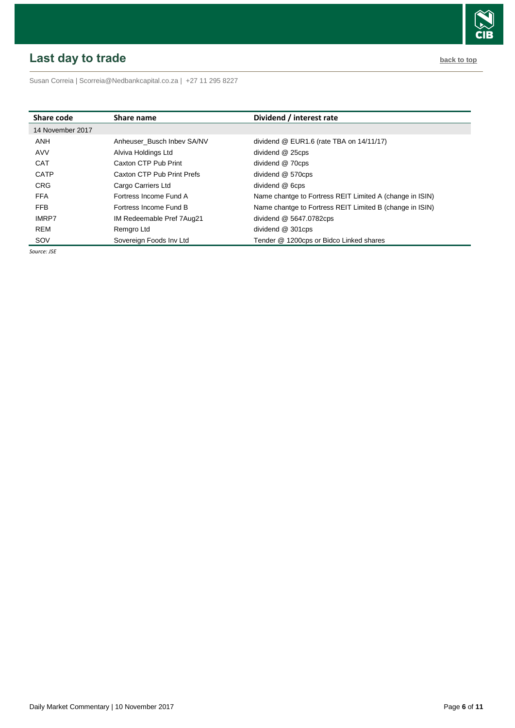## Last day to trade

back to top

Susan Correia | Scorreia@Nedbankcapital.co.za | +27 11 295 8227

| Share code | Share name | Dividend / interest rate |
|---|---|---|
| 14 November 2017 | | |
| ANH | Anheuser_Busch Inbev SA/NV | dividend @ EUR1.6 (rate TBA on 14/11/17) |
| AVV | Alviva Holdings Ltd | dividend @ 25cps |
| CAT | Caxton CTP Pub Print | dividend @ 70cps |
| CATP | Caxton CTP Pub Print Prefs | dividend @ 570cps |
| CRG | Cargo Carriers Ltd | dividend @ 6cps |
| FFA | Fortress Income Fund A | Name chantge to Fortress REIT Limited A (change in ISIN) |
| FFB | Fortress Income Fund B | Name chantge to Fortress REIT Limited B (change in ISIN) |
| IMRP7 | IM Redeemable Pref 7Aug21 | dividend @ 5647.0782cps |
| REM | Remgro Ltd | dividend @ 301cps |
| SOV | Sovereign Foods Inv Ltd | Tender @ 1200cps or Bidco Linked shares |

*Source: JSE*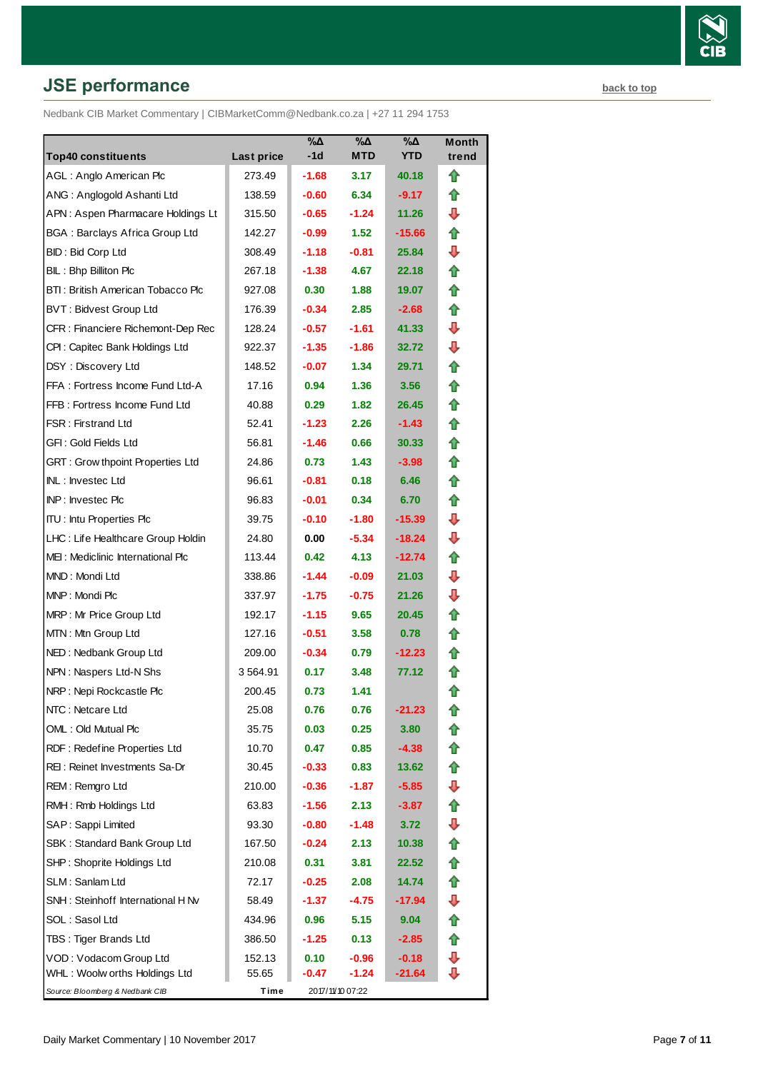## JSE performance

back to top

Nedbank CIB Market Commentary | CIBMarketComm@Nedbank.co.za | +27 11 294 1753

| Top40 constituents | Last price | %Δ -1d | %Δ MTD | %Δ YTD | Month trend |
|---|---|---|---|---|---|
| AGL : Anglo American Plc | 273.49 | -1.68 | 3.17 | 40.18 | ⇧ |
| ANG : Anglogold Ashanti Ltd | 138.59 | -0.60 | 6.34 | -9.17 | ⇧ |
| APN : Aspen Pharmacare Holdings Lt | 315.50 | -0.65 | -1.24 | 11.26 | ⇩ |
| BGA : Barclays Africa Group Ltd | 142.27 | -0.99 | 1.52 | -15.66 | ⇧ |
| BID : Bid Corp Ltd | 308.49 | -1.18 | -0.81 | 25.84 | ⇩ |
| BIL : Bhp Billiton Plc | 267.18 | -1.38 | 4.67 | 22.18 | ⇧ |
| BTI : British American Tobacco Plc | 927.08 | 0.30 | 1.88 | 19.07 | ⇧ |
| BVT : Bidvest Group Ltd | 176.39 | -0.34 | 2.85 | -2.68 | ⇧ |
| CFR : Financiere Richemont-Dep Rec | 128.24 | -0.57 | -1.61 | 41.33 | ⇩ |
| CPI : Capitec Bank Holdings Ltd | 922.37 | -1.35 | -1.86 | 32.72 | ⇩ |
| DSY : Discovery Ltd | 148.52 | -0.07 | 1.34 | 29.71 | ⇧ |
| FFA : Fortress Income Fund Ltd-A | 17.16 | 0.94 | 1.36 | 3.56 | ⇧ |
| FFB : Fortress Income Fund Ltd | 40.88 | 0.29 | 1.82 | 26.45 | ⇧ |
| FSR : Firstrand Ltd | 52.41 | -1.23 | 2.26 | -1.43 | ⇧ |
| GFI : Gold Fields Ltd | 56.81 | -1.46 | 0.66 | 30.33 | ⇧ |
| GRT : Growthpoint Properties Ltd | 24.86 | 0.73 | 1.43 | -3.98 | ⇧ |
| INL : Investec Ltd | 96.61 | -0.81 | 0.18 | 6.46 | ⇧ |
| INP : Investec Plc | 96.83 | -0.01 | 0.34 | 6.70 | ⇧ |
| ITU : Intu Properties Plc | 39.75 | -0.10 | -1.80 | -15.39 | ⇩ |
| LHC : Life Healthcare Group Holdin | 24.80 | 0.00 | -5.34 | -18.24 | ⇩ |
| MEI : Mediclinic International Plc | 113.44 | 0.42 | 4.13 | -12.74 | ⇧ |
| MND : Mondi Ltd | 338.86 | -1.44 | -0.09 | 21.03 | ⇩ |
| MNP : Mondi Plc | 337.97 | -1.75 | -0.75 | 21.26 | ⇩ |
| MRP : Mr Price Group Ltd | 192.17 | -1.15 | 9.65 | 20.45 | ⇧ |
| MTN : Mtn Group Ltd | 127.16 | -0.51 | 3.58 | 0.78 | ⇧ |
| NED : Nedbank Group Ltd | 209.00 | -0.34 | 0.79 | -12.23 | ⇧ |
| NPN : Naspers Ltd-N Shs | 3 564.91 | 0.17 | 3.48 | 77.12 | ⇧ |
| NRP : Nepi Rockcastle Plc | 200.45 | 0.73 | 1.41 | | ⇧ |
| NTC : Netcare Ltd | 25.08 | 0.76 | 0.76 | -21.23 | ⇧ |
| OML : Old Mutual Plc | 35.75 | 0.03 | 0.25 | 3.80 | ⇧ |
| RDF : Redefine Properties Ltd | 10.70 | 0.47 | 0.85 | -4.38 | ⇧ |
| REI : Reinet Investments Sa-Dr | 30.45 | -0.33 | 0.83 | 13.62 | ⇧ |
| REM : Remgro Ltd | 210.00 | -0.36 | -1.87 | -5.85 | ⇩ |
| RMH : Rmb Holdings Ltd | 63.83 | -1.56 | 2.13 | -3.87 | ⇧ |
| SAP : Sappi Limited | 93.30 | -0.80 | -1.48 | 3.72 | ⇩ |
| SBK : Standard Bank Group Ltd | 167.50 | -0.24 | 2.13 | 10.38 | ⇧ |
| SHP : Shoprite Holdings Ltd | 210.08 | 0.31 | 3.81 | 22.52 | ⇧ |
| SLM : Sanlam Ltd | 72.17 | -0.25 | 2.08 | 14.74 | ⇧ |
| SNH : Steinhoff International H Nv | 58.49 | -1.37 | -4.75 | -17.94 | ⇩ |
| SOL : Sasol Ltd | 434.96 | 0.96 | 5.15 | 9.04 | ⇧ |
| TBS : Tiger Brands Ltd | 386.50 | -1.25 | 0.13 | -2.85 | ⇧ |
| VOD : Vodacom Group Ltd | 152.13 | 0.10 | -0.96 | -0.18 | ⇩ |
| WHL : Woolworths Holdings Ltd | 55.65 | -0.47 | -1.24 | -21.64 | ⇩ |

*Source: Bloomberg & Nedbank CIB* — Time: 2017/11/10 07:22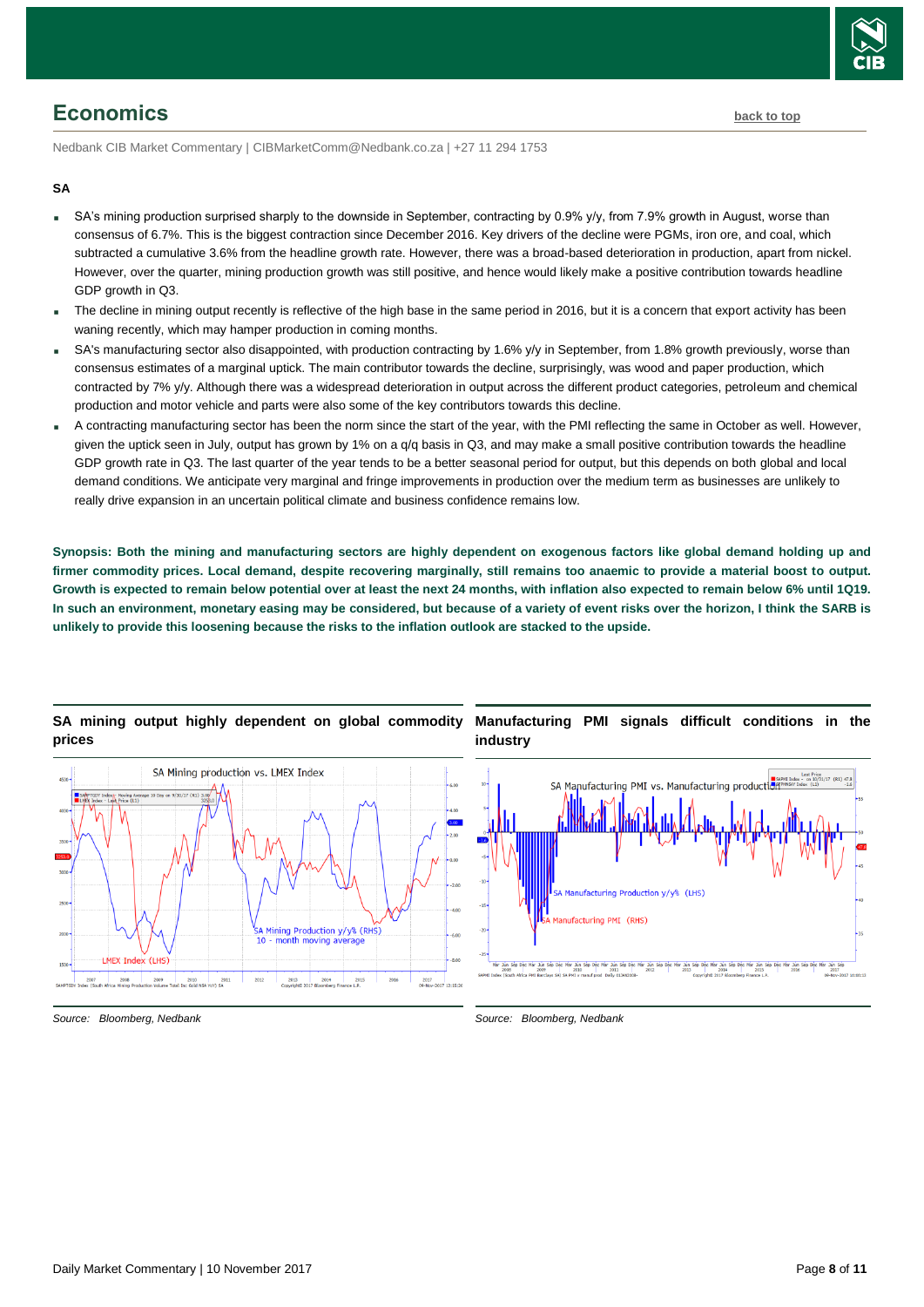## Economics

Nedbank CIB Market Commentary | CIBMarketComm@Nedbank.co.za | +27 11 294 1753

**SA**

- SA's mining production surprised sharply to the downside in September, contracting by 0.9% y/y, from 7.9% growth in August, worse than consensus of 6.7%. This is the biggest contraction since December 2016. Key drivers of the decline were PGMs, iron ore, and coal, which subtracted a cumulative 3.6% from the headline growth rate. However, there was a broad-based deterioration in production, apart from nickel. However, over the quarter, mining production growth was still positive, and hence would likely make a positive contribution towards headline GDP growth in Q3.
- The decline in mining output recently is reflective of the high base in the same period in 2016, but it is a concern that export activity has been waning recently, which may hamper production in coming months.
- SA's manufacturing sector also disappointed, with production contracting by 1.6% y/y in September, from 1.8% growth previously, worse than consensus estimates of a marginal uptick. The main contributor towards the decline, surprisingly, was wood and paper production, which contracted by 7% y/y. Although there was a widespread deterioration in output across the different product categories, petroleum and chemical production and motor vehicle and parts were also some of the key contributors towards this decline.
- A contracting manufacturing sector has been the norm since the start of the year, with the PMI reflecting the same in October as well. However, given the uptick seen in July, output has grown by 1% on a q/q basis in Q3, and may make a small positive contribution towards the headline GDP growth rate in Q3. The last quarter of the year tends to be a better seasonal period for output, but this depends on both global and local demand conditions. We anticipate very marginal and fringe improvements in production over the medium term as businesses are unlikely to really drive expansion in an uncertain political climate and business confidence remains low.

**Synopsis: Both the mining and manufacturing sectors are highly dependent on exogenous factors like global demand holding up and firmer commodity prices. Local demand, despite recovering marginally, still remains too anaemic to provide a material boost to output. Growth is expected to remain below potential over at least the next 24 months, with inflation also expected to remain below 6% until 1Q19. In such an environment, monetary easing may be considered, but because of a variety of event risks over the horizon, I think the SARB is unlikely to provide this loosening because the risks to the inflation outlook are stacked to the upside.**

**SA mining output highly dependent on global commodity prices**

*Source: Bloomberg, Nedbank*

**Manufacturing PMI signals difficult conditions in the industry**

*Source: Bloomberg, Nedbank*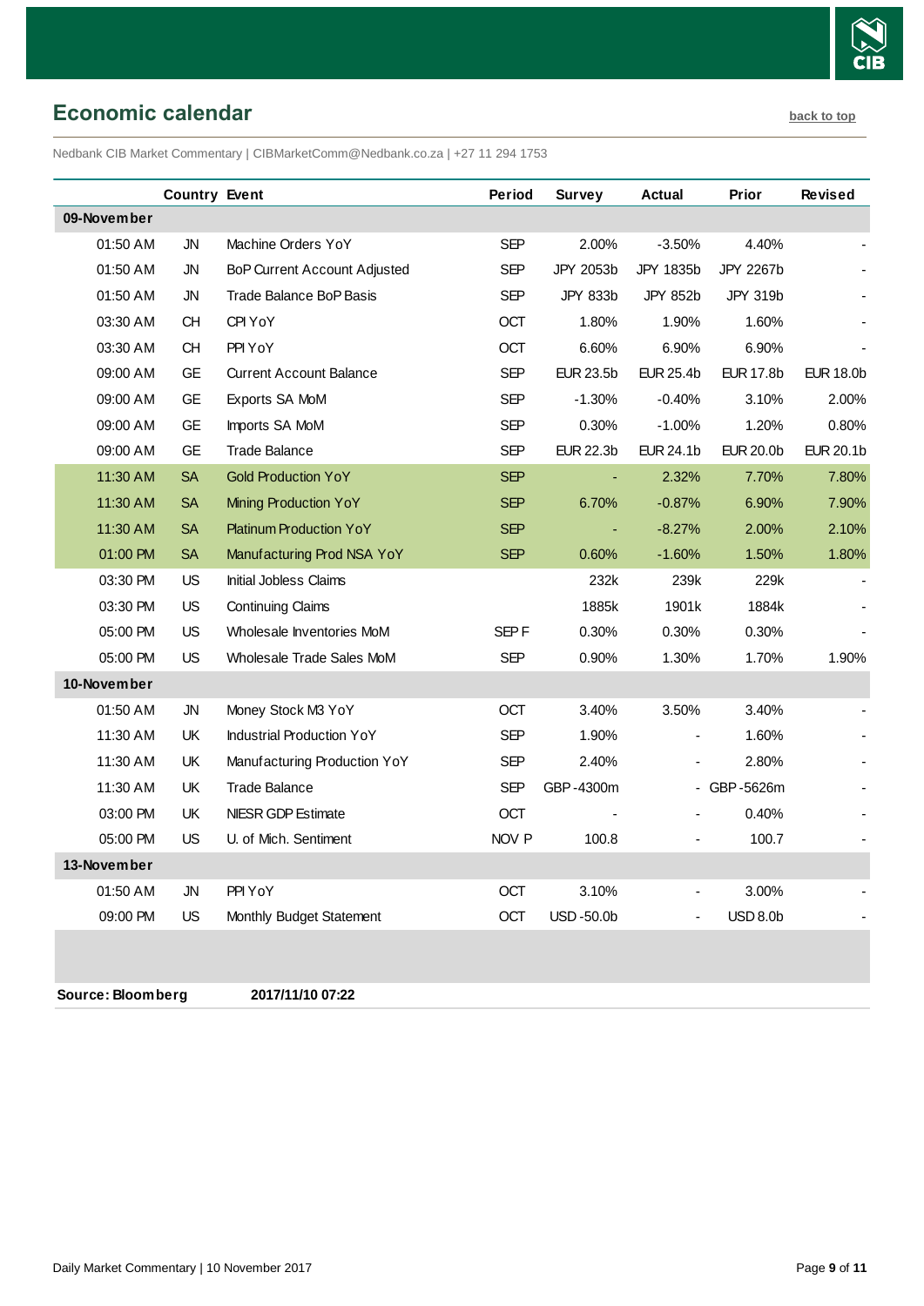## Economic calendar

back to top

Nedbank CIB Market Commentary | CIBMarketComm@Nedbank.co.za | +27 11 294 1753

| | Country | Event | Period | Survey | Actual | Prior | Revised |
|---|---|---|---|---|---|---|---|
| **09-November** | | | | | | | |
| 01:50 AM | JN | Machine Orders YoY | SEP | 2.00% | -3.50% | 4.40% | - |
| 01:50 AM | JN | BoP Current Account Adjusted | SEP | JPY 2053b | JPY 1835b | JPY 2267b | - |
| 01:50 AM | JN | Trade Balance BoP Basis | SEP | JPY 833b | JPY 852b | JPY 319b | - |
| 03:30 AM | CH | CPI YoY | OCT | 1.80% | 1.90% | 1.60% | - |
| 03:30 AM | CH | PPI YoY | OCT | 6.60% | 6.90% | 6.90% | - |
| 09:00 AM | GE | Current Account Balance | SEP | EUR 23.5b | EUR 25.4b | EUR 17.8b | EUR 18.0b |
| 09:00 AM | GE | Exports SA MoM | SEP | -1.30% | -0.40% | 3.10% | 2.00% |
| 09:00 AM | GE | Imports SA MoM | SEP | 0.30% | -1.00% | 1.20% | 0.80% |
| 09:00 AM | GE | Trade Balance | SEP | EUR 22.3b | EUR 24.1b | EUR 20.0b | EUR 20.1b |
| 11:30 AM | SA | Gold Production YoY | SEP | - | 2.32% | 7.70% | 7.80% |
| 11:30 AM | SA | Mining Production YoY | SEP | 6.70% | -0.87% | 6.90% | 7.90% |
| 11:30 AM | SA | Platinum Production YoY | SEP | - | -8.27% | 2.00% | 2.10% |
| 01:00 PM | SA | Manufacturing Prod NSA YoY | SEP | 0.60% | -1.60% | 1.50% | 1.80% |
| 03:30 PM | US | Initial Jobless Claims | | 232k | 239k | 229k | - |
| 03:30 PM | US | Continuing Claims | | 1885k | 1901k | 1884k | - |
| 05:00 PM | US | Wholesale Inventories MoM | SEP F | 0.30% | 0.30% | 0.30% | - |
| 05:00 PM | US | Wholesale Trade Sales MoM | SEP | 0.90% | 1.30% | 1.70% | 1.90% |
| **10-November** | | | | | | | |
| 01:50 AM | JN | Money Stock M3 YoY | OCT | 3.40% | 3.50% | 3.40% | - |
| 11:30 AM | UK | Industrial Production YoY | SEP | 1.90% | - | 1.60% | - |
| 11:30 AM | UK | Manufacturing Production YoY | SEP | 2.40% | - | 2.80% | - |
| 11:30 AM | UK | Trade Balance | SEP | GBP -4300m | - | GBP -5626m | - |
| 03:00 PM | UK | NIESR GDP Estimate | OCT | - | - | 0.40% | - |
| 05:00 PM | US | U. of Mich. Sentiment | NOV P | 100.8 | - | 100.7 | - |
| **13-November** | | | | | | | |
| 01:50 AM | JN | PPI YoY | OCT | 3.10% | - | 3.00% | - |
| 09:00 PM | US | Monthly Budget Statement | OCT | USD -50.0b | - | USD 8.0b | - |

**Source: Bloomberg** **2017/11/10 07:22**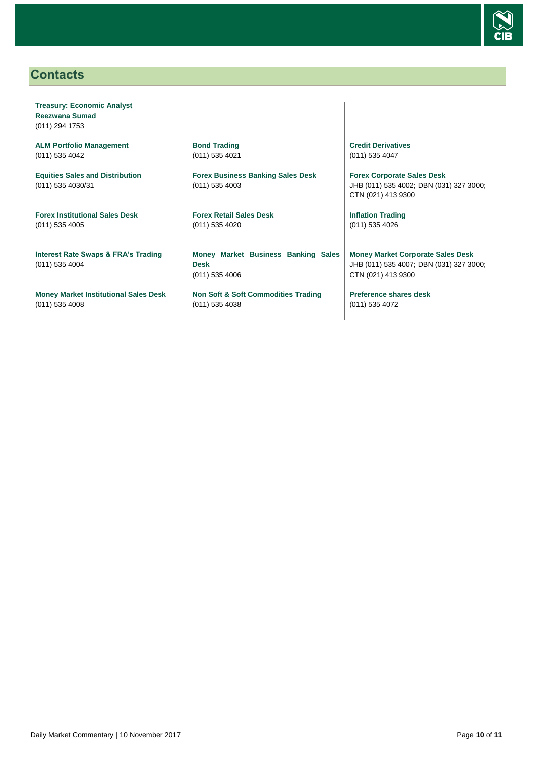## Contacts

**Treasury: Economic Analyst**
**Reezwana Sumad**
(011) 294 1753

**ALM Portfolio Management**
(011) 535 4042

**Equities Sales and Distribution**
(011) 535 4030/31

**Forex Institutional Sales Desk**
(011) 535 4005

**Interest Rate Swaps & FRA's Trading**
(011) 535 4004

**Money Market Institutional Sales Desk**
(011) 535 4008

**Bond Trading**
(011) 535 4021

**Forex Business Banking Sales Desk**
(011) 535 4003

**Forex Retail Sales Desk**
(011) 535 4020

**Money Market Business Banking Sales Desk**
(011) 535 4006

**Non Soft & Soft Commodities Trading**
(011) 535 4038

**Credit Derivatives**
(011) 535 4047

**Forex Corporate Sales Desk**
JHB (011) 535 4002; DBN (031) 327 3000; CTN (021) 413 9300

**Inflation Trading**
(011) 535 4026

**Money Market Corporate Sales Desk**
JHB (011) 535 4007; DBN (031) 327 3000; CTN (021) 413 9300

**Preference shares desk**
(011) 535 4072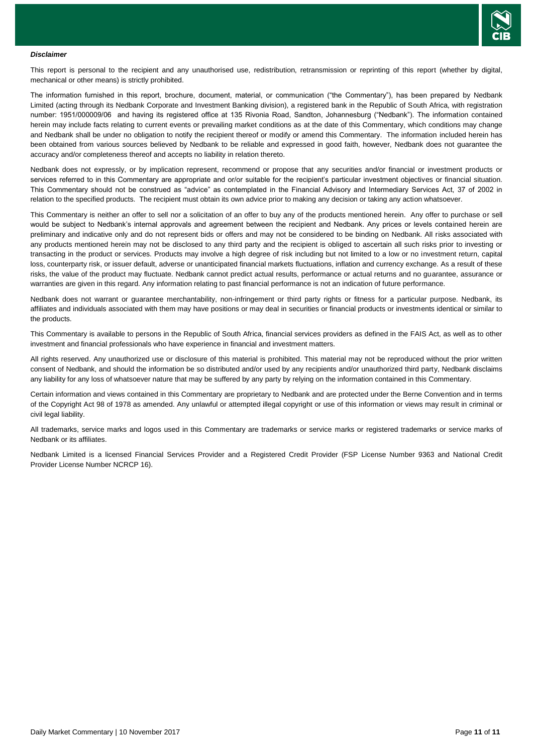***Disclaimer***

This report is personal to the recipient and any unauthorised use, redistribution, retransmission or reprinting of this report (whether by digital, mechanical or other means) is strictly prohibited.

The information furnished in this report, brochure, document, material, or communication ("the Commentary"), has been prepared by Nedbank Limited (acting through its Nedbank Corporate and Investment Banking division), a registered bank in the Republic of South Africa, with registration number: 1951/000009/06 and having its registered office at 135 Rivonia Road, Sandton, Johannesburg ("Nedbank"). The information contained herein may include facts relating to current events or prevailing market conditions as at the date of this Commentary, which conditions may change and Nedbank shall be under no obligation to notify the recipient thereof or modify or amend this Commentary. The information included herein has been obtained from various sources believed by Nedbank to be reliable and expressed in good faith, however, Nedbank does not guarantee the accuracy and/or completeness thereof and accepts no liability in relation thereto.

Nedbank does not expressly, or by implication represent, recommend or propose that any securities and/or financial or investment products or services referred to in this Commentary are appropriate and or/or suitable for the recipient's particular investment objectives or financial situation. This Commentary should not be construed as "advice" as contemplated in the Financial Advisory and Intermediary Services Act, 37 of 2002 in relation to the specified products. The recipient must obtain its own advice prior to making any decision or taking any action whatsoever.

This Commentary is neither an offer to sell nor a solicitation of an offer to buy any of the products mentioned herein. Any offer to purchase or sell would be subject to Nedbank's internal approvals and agreement between the recipient and Nedbank. Any prices or levels contained herein are preliminary and indicative only and do not represent bids or offers and may not be considered to be binding on Nedbank. All risks associated with any products mentioned herein may not be disclosed to any third party and the recipient is obliged to ascertain all such risks prior to investing or transacting in the product or services. Products may involve a high degree of risk including but not limited to a low or no investment return, capital loss, counterparty risk, or issuer default, adverse or unanticipated financial markets fluctuations, inflation and currency exchange. As a result of these risks, the value of the product may fluctuate. Nedbank cannot predict actual results, performance or actual returns and no guarantee, assurance or warranties are given in this regard. Any information relating to past financial performance is not an indication of future performance.

Nedbank does not warrant or guarantee merchantability, non-infringement or third party rights or fitness for a particular purpose. Nedbank, its affiliates and individuals associated with them may have positions or may deal in securities or financial products or investments identical or similar to the products.

This Commentary is available to persons in the Republic of South Africa, financial services providers as defined in the FAIS Act, as well as to other investment and financial professionals who have experience in financial and investment matters.

All rights reserved. Any unauthorized use or disclosure of this material is prohibited. This material may not be reproduced without the prior written consent of Nedbank, and should the information be so distributed and/or used by any recipients and/or unauthorized third party, Nedbank disclaims any liability for any loss of whatsoever nature that may be suffered by any party by relying on the information contained in this Commentary.

Certain information and views contained in this Commentary are proprietary to Nedbank and are protected under the Berne Convention and in terms of the Copyright Act 98 of 1978 as amended. Any unlawful or attempted illegal copyright or use of this information or views may result in criminal or civil legal liability.

All trademarks, service marks and logos used in this Commentary are trademarks or service marks or registered trademarks or service marks of Nedbank or its affiliates.

Nedbank Limited is a licensed Financial Services Provider and a Registered Credit Provider (FSP License Number 9363 and National Credit Provider License Number NCRCP 16).